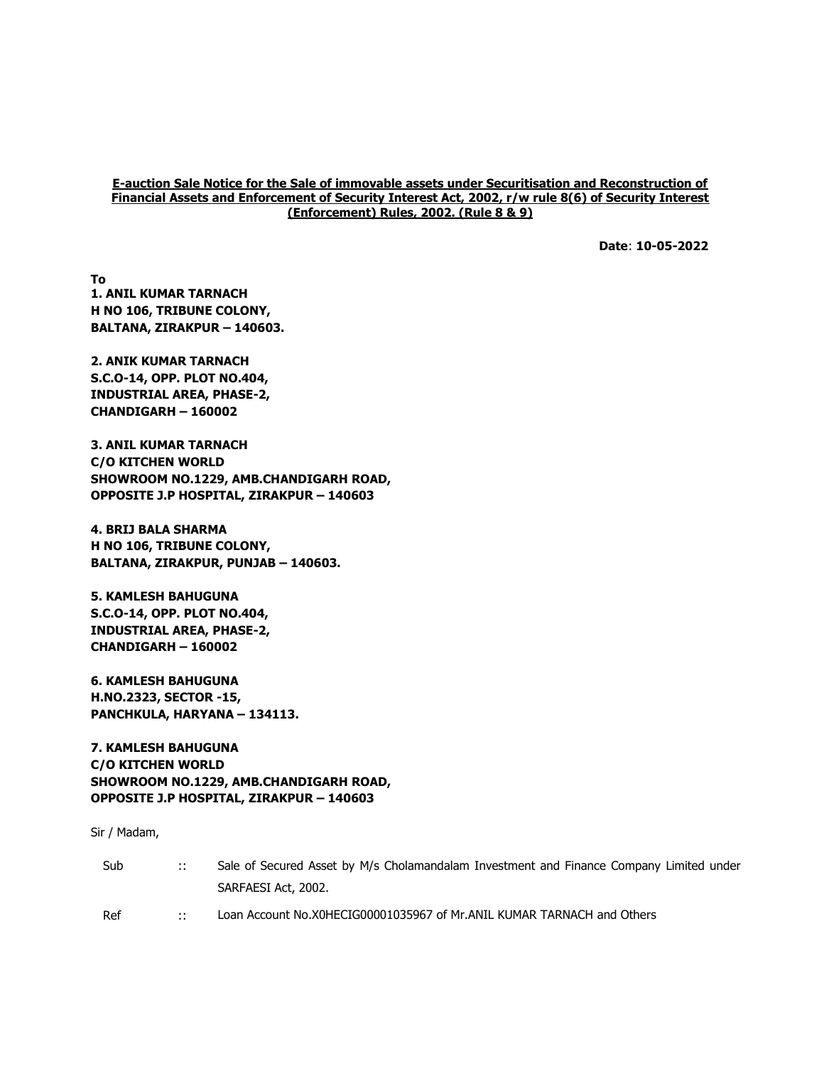**E-auction Sale Notice for the Sale of immovable assets under Securitisation and Reconstruction of Financial Assets and Enforcement of Security Interest Act, 2002, r/w rule 8(6) of Security Interest (Enforcement) Rules, 2002. (Rule 8 & 9)**

**Date**: **10-05-2022**

**To**

**1. ANIL KUMAR TARNACH**
**H NO 106, TRIBUNE COLONY,**
**BALTANA, ZIRAKPUR – 140603.**

**2. ANIK KUMAR TARNACH**
**S.C.O-14, OPP. PLOT NO.404,**
**INDUSTRIAL AREA, PHASE-2,**
**CHANDIGARH – 160002**

**3. ANIL KUMAR TARNACH**
**C/O KITCHEN WORLD**
**SHOWROOM NO.1229, AMB.CHANDIGARH ROAD,**
**OPPOSITE J.P HOSPITAL, ZIRAKPUR – 140603**

**4. BRIJ BALA SHARMA**
**H NO 106, TRIBUNE COLONY,**
**BALTANA, ZIRAKPUR, PUNJAB – 140603.**

**5. KAMLESH BAHUGUNA**
**S.C.O-14, OPP. PLOT NO.404,**
**INDUSTRIAL AREA, PHASE-2,**
**CHANDIGARH – 160002**

**6. KAMLESH BAHUGUNA**
**H.NO.2323, SECTOR -15,**
**PANCHKULA, HARYANA – 134113.**

**7. KAMLESH BAHUGUNA**
**C/O KITCHEN WORLD**
**SHOWROOM NO.1229, AMB.CHANDIGARH ROAD,**
**OPPOSITE J.P HOSPITAL, ZIRAKPUR – 140603**

Sir / Madam,

| | | |
|---|---|---|
| Sub | :: | Sale of Secured Asset by M/s Cholamandalam Investment and Finance Company Limited under SARFAESI Act, 2002. |
| Ref | :: | Loan Account No.X0HECIG00001035967 of Mr.ANIL KUMAR TARNACH and Others |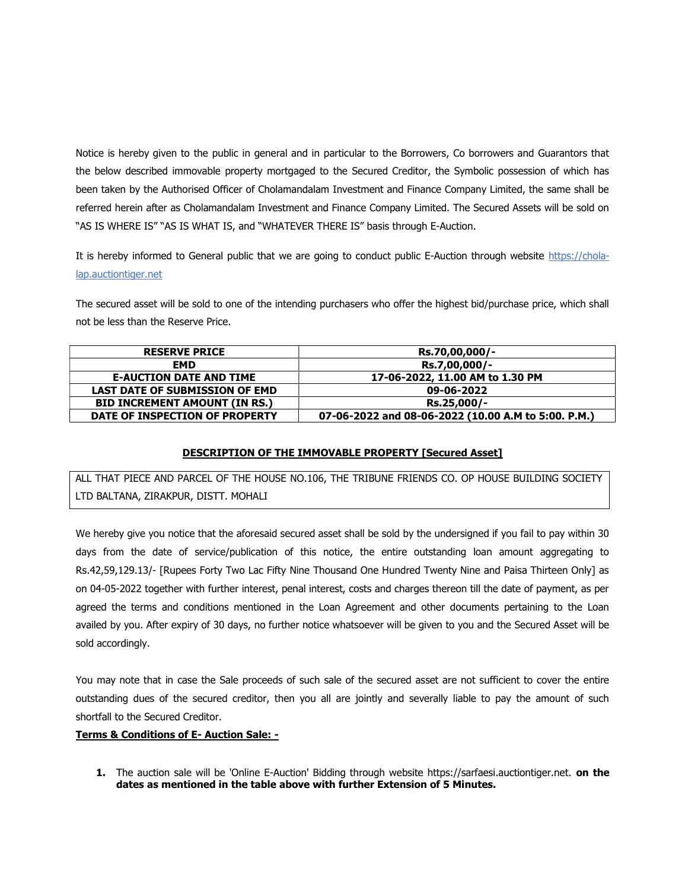Notice is hereby given to the public in general and in particular to the Borrowers, Co borrowers and Guarantors that the below described immovable property mortgaged to the Secured Creditor, the Symbolic possession of which has been taken by the Authorised Officer of Cholamandalam Investment and Finance Company Limited, the same shall be referred herein after as Cholamandalam Investment and Finance Company Limited. The Secured Assets will be sold on "AS IS WHERE IS" "AS IS WHAT IS, and "WHATEVER THERE IS" basis through E-Auction.

It is hereby informed to General public that we are going to conduct public E-Auction through website https://chola-lap.auctiontiger.net

The secured asset will be sold to one of the intending purchasers who offer the highest bid/purchase price, which shall not be less than the Reserve Price.

| RESERVE PRICE | Rs.70,00,000/- |
|---|---|
| EMD | Rs.7,00,000/- |
| E-AUCTION DATE AND TIME | 17-06-2022, 11.00 AM to 1.30 PM |
| LAST DATE OF SUBMISSION OF EMD | 09-06-2022 |
| BID INCREMENT AMOUNT (IN RS.) | Rs.25,000/- |
| DATE OF INSPECTION OF PROPERTY | 07-06-2022 and 08-06-2022 (10.00 A.M to 5:00. P.M.) |

**DESCRIPTION OF THE IMMOVABLE PROPERTY [Secured Asset]**

ALL THAT PIECE AND PARCEL OF THE HOUSE NO.106, THE TRIBUNE FRIENDS CO. OP HOUSE BUILDING SOCIETY LTD BALTANA, ZIRAKPUR, DISTT. MOHALI

We hereby give you notice that the aforesaid secured asset shall be sold by the undersigned if you fail to pay within 30 days from the date of service/publication of this notice, the entire outstanding loan amount aggregating to Rs.42,59,129.13/- [Rupees Forty Two Lac Fifty Nine Thousand One Hundred Twenty Nine and Paisa Thirteen Only] as on 04-05-2022 together with further interest, penal interest, costs and charges thereon till the date of payment, as per agreed the terms and conditions mentioned in the Loan Agreement and other documents pertaining to the Loan availed by you. After expiry of 30 days, no further notice whatsoever will be given to you and the Secured Asset will be sold accordingly.

You may note that in case the Sale proceeds of such sale of the secured asset are not sufficient to cover the entire outstanding dues of the secured creditor, then you all are jointly and severally liable to pay the amount of such shortfall to the Secured Creditor.

**Terms & Conditions of E- Auction Sale: -**

1. The auction sale will be 'Online E-Auction' Bidding through website https://sarfaesi.auctiontiger.net. **on the dates as mentioned in the table above with further Extension of 5 Minutes.**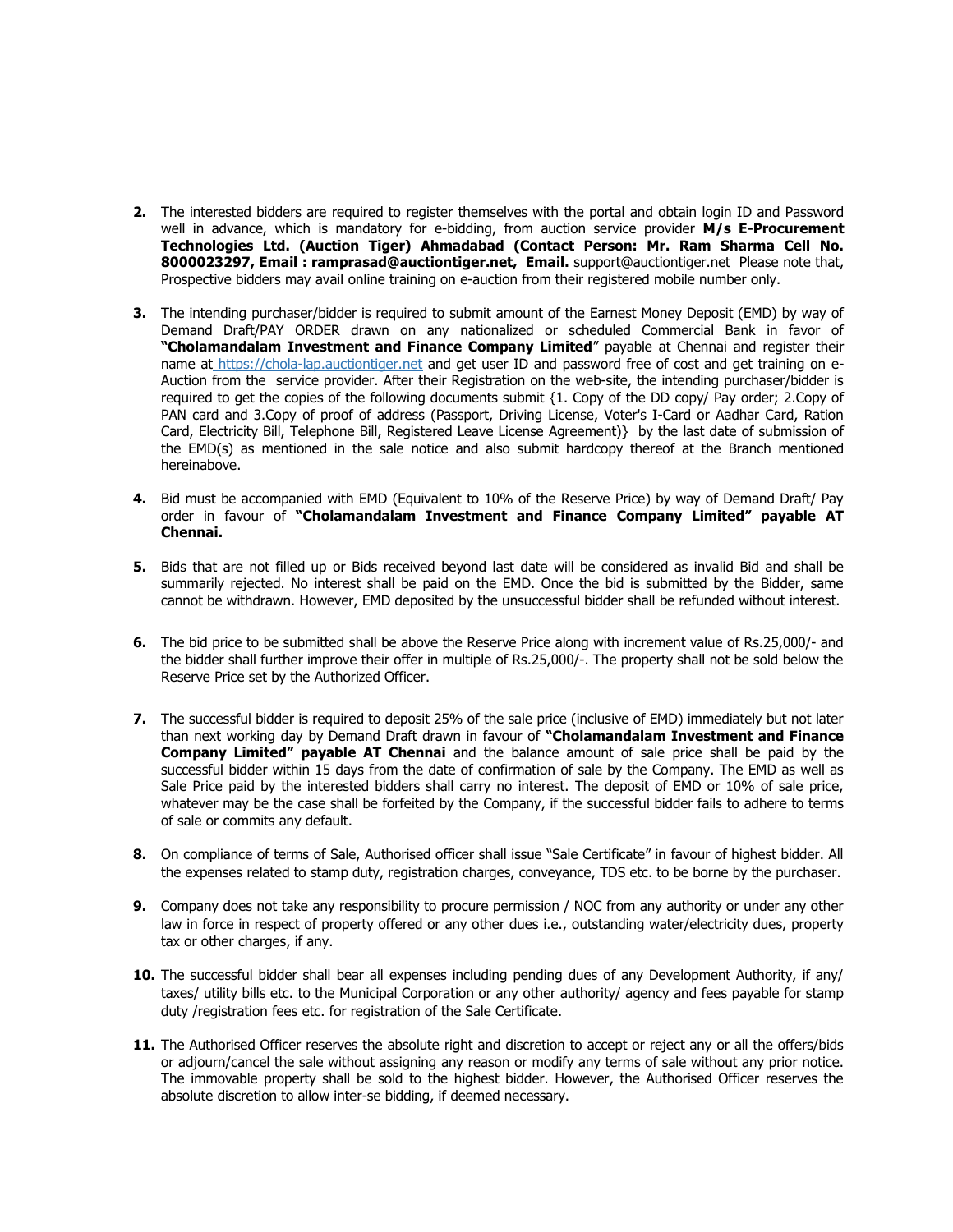2. The interested bidders are required to register themselves with the portal and obtain login ID and Password well in advance, which is mandatory for e-bidding, from auction service provider **M/s E-Procurement Technologies Ltd. (Auction Tiger) Ahmadabad (Contact Person: Mr. Ram Sharma Cell No. 8000023297, Email : ramprasad@auctiontiger.net, Email.** support@auctiontiger.net Please note that, Prospective bidders may avail online training on e-auction from their registered mobile number only.

3. The intending purchaser/bidder is required to submit amount of the Earnest Money Deposit (EMD) by way of Demand Draft/PAY ORDER drawn on any nationalized or scheduled Commercial Bank in favor of **"Cholamandalam Investment and Finance Company Limited**" payable at Chennai and register their name at https://chola-lap.auctiontiger.net and get user ID and password free of cost and get training on e-Auction from the service provider. After their Registration on the web-site, the intending purchaser/bidder is required to get the copies of the following documents submit {1. Copy of the DD copy/ Pay order; 2.Copy of PAN card and 3.Copy of proof of address (Passport, Driving License, Voter's I-Card or Aadhar Card, Ration Card, Electricity Bill, Telephone Bill, Registered Leave License Agreement)} by the last date of submission of the EMD(s) as mentioned in the sale notice and also submit hardcopy thereof at the Branch mentioned hereinabove.

4. Bid must be accompanied with EMD (Equivalent to 10% of the Reserve Price) by way of Demand Draft/ Pay order in favour of **"Cholamandalam Investment and Finance Company Limited" payable AT Chennai.**

5. Bids that are not filled up or Bids received beyond last date will be considered as invalid Bid and shall be summarily rejected. No interest shall be paid on the EMD. Once the bid is submitted by the Bidder, same cannot be withdrawn. However, EMD deposited by the unsuccessful bidder shall be refunded without interest.

6. The bid price to be submitted shall be above the Reserve Price along with increment value of Rs.25,000/- and the bidder shall further improve their offer in multiple of Rs.25,000/-. The property shall not be sold below the Reserve Price set by the Authorized Officer.

7. The successful bidder is required to deposit 25% of the sale price (inclusive of EMD) immediately but not later than next working day by Demand Draft drawn in favour of **"Cholamandalam Investment and Finance Company Limited" payable AT Chennai** and the balance amount of sale price shall be paid by the successful bidder within 15 days from the date of confirmation of sale by the Company. The EMD as well as Sale Price paid by the interested bidders shall carry no interest. The deposit of EMD or 10% of sale price, whatever may be the case shall be forfeited by the Company, if the successful bidder fails to adhere to terms of sale or commits any default.

8. On compliance of terms of Sale, Authorised officer shall issue "Sale Certificate" in favour of highest bidder. All the expenses related to stamp duty, registration charges, conveyance, TDS etc. to be borne by the purchaser.

9. Company does not take any responsibility to procure permission / NOC from any authority or under any other law in force in respect of property offered or any other dues i.e., outstanding water/electricity dues, property tax or other charges, if any.

10. The successful bidder shall bear all expenses including pending dues of any Development Authority, if any/ taxes/ utility bills etc. to the Municipal Corporation or any other authority/ agency and fees payable for stamp duty /registration fees etc. for registration of the Sale Certificate.

11. The Authorised Officer reserves the absolute right and discretion to accept or reject any or all the offers/bids or adjourn/cancel the sale without assigning any reason or modify any terms of sale without any prior notice. The immovable property shall be sold to the highest bidder. However, the Authorised Officer reserves the absolute discretion to allow inter-se bidding, if deemed necessary.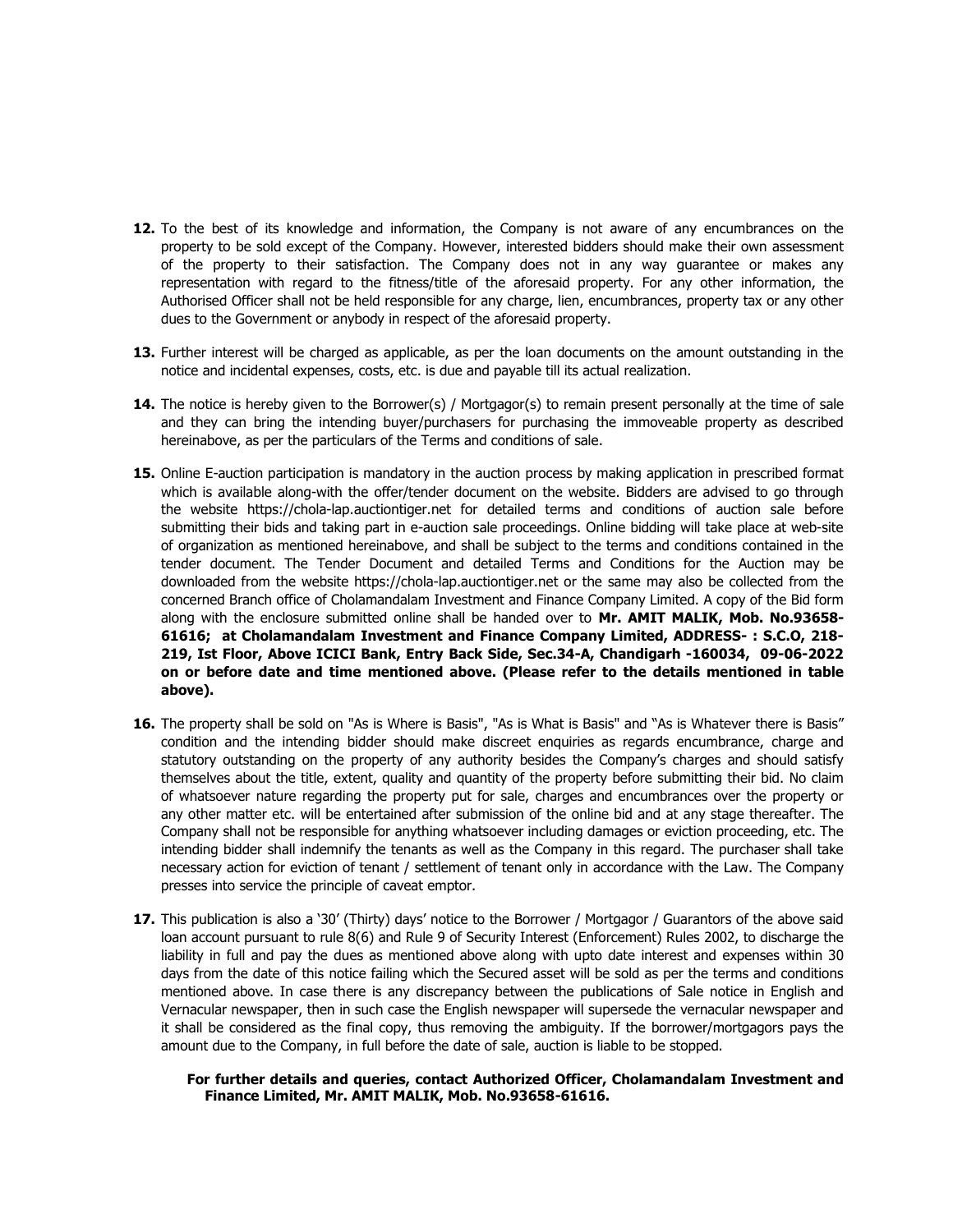12. To the best of its knowledge and information, the Company is not aware of any encumbrances on the property to be sold except of the Company. However, interested bidders should make their own assessment of the property to their satisfaction. The Company does not in any way guarantee or makes any representation with regard to the fitness/title of the aforesaid property. For any other information, the Authorised Officer shall not be held responsible for any charge, lien, encumbrances, property tax or any other dues to the Government or anybody in respect of the aforesaid property.

13. Further interest will be charged as applicable, as per the loan documents on the amount outstanding in the notice and incidental expenses, costs, etc. is due and payable till its actual realization.

14. The notice is hereby given to the Borrower(s) / Mortgagor(s) to remain present personally at the time of sale and they can bring the intending buyer/purchasers for purchasing the immoveable property as described hereinabove, as per the particulars of the Terms and conditions of sale.

15. Online E-auction participation is mandatory in the auction process by making application in prescribed format which is available along-with the offer/tender document on the website. Bidders are advised to go through the website https://chola-lap.auctiontiger.net for detailed terms and conditions of auction sale before submitting their bids and taking part in e-auction sale proceedings. Online bidding will take place at web-site of organization as mentioned hereinabove, and shall be subject to the terms and conditions contained in the tender document. The Tender Document and detailed Terms and Conditions for the Auction may be downloaded from the website https://chola-lap.auctiontiger.net or the same may also be collected from the concerned Branch office of Cholamandalam Investment and Finance Company Limited. A copy of the Bid form along with the enclosure submitted online shall be handed over to **Mr. AMIT MALIK, Mob. No.93658-61616; at Cholamandalam Investment and Finance Company Limited, ADDRESS- : S.C.O, 218-219, Ist Floor, Above ICICI Bank, Entry Back Side, Sec.34-A, Chandigarh -160034, 09-06-2022 on or before date and time mentioned above. (Please refer to the details mentioned in table above).**

16. The property shall be sold on "As is Where is Basis", "As is What is Basis" and "As is Whatever there is Basis" condition and the intending bidder should make discreet enquiries as regards encumbrance, charge and statutory outstanding on the property of any authority besides the Company's charges and should satisfy themselves about the title, extent, quality and quantity of the property before submitting their bid. No claim of whatsoever nature regarding the property put for sale, charges and encumbrances over the property or any other matter etc. will be entertained after submission of the online bid and at any stage thereafter. The Company shall not be responsible for anything whatsoever including damages or eviction proceeding, etc. The intending bidder shall indemnify the tenants as well as the Company in this regard. The purchaser shall take necessary action for eviction of tenant / settlement of tenant only in accordance with the Law. The Company presses into service the principle of caveat emptor.

17. This publication is also a '30' (Thirty) days' notice to the Borrower / Mortgagor / Guarantors of the above said loan account pursuant to rule 8(6) and Rule 9 of Security Interest (Enforcement) Rules 2002, to discharge the liability in full and pay the dues as mentioned above along with upto date interest and expenses within 30 days from the date of this notice failing which the Secured asset will be sold as per the terms and conditions mentioned above. In case there is any discrepancy between the publications of Sale notice in English and Vernacular newspaper, then in such case the English newspaper will supersede the vernacular newspaper and it shall be considered as the final copy, thus removing the ambiguity. If the borrower/mortgagors pays the amount due to the Company, in full before the date of sale, auction is liable to be stopped.

**For further details and queries, contact Authorized Officer, Cholamandalam Investment and Finance Limited, Mr. AMIT MALIK, Mob. No.93658-61616.**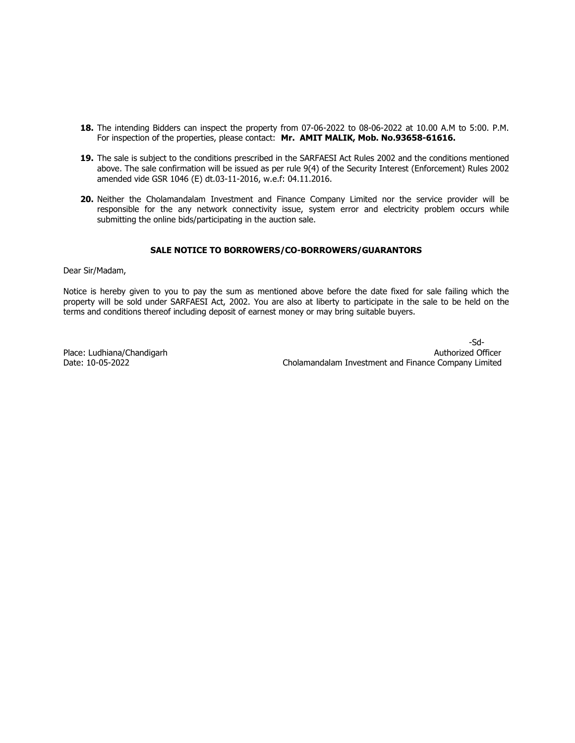**18.** The intending Bidders can inspect the property from 07-06-2022 to 08-06-2022 at 10.00 A.M to 5:00. P.M. For inspection of the properties, please contact: **Mr. AMIT MALIK, Mob. No.93658-61616.**

**19.** The sale is subject to the conditions prescribed in the SARFAESI Act Rules 2002 and the conditions mentioned above. The sale confirmation will be issued as per rule 9(4) of the Security Interest (Enforcement) Rules 2002 amended vide GSR 1046 (E) dt.03-11-2016, w.e.f: 04.11.2016.

**20.** Neither the Cholamandalam Investment and Finance Company Limited nor the service provider will be responsible for the any network connectivity issue, system error and electricity problem occurs while submitting the online bids/participating in the auction sale.

**SALE NOTICE TO BORROWERS/CO-BORROWERS/GUARANTORS**

Dear Sir/Madam,

Notice is hereby given to you to pay the sum as mentioned above before the date fixed for sale failing which the property will be sold under SARFAESI Act, 2002. You are also at liberty to participate in the sale to be held on the terms and conditions thereof including deposit of earnest money or may bring suitable buyers.

-Sd-

Place: Ludhiana/Chandigarh
Date: 10-05-2022

Authorized Officer
Cholamandalam Investment and Finance Company Limited